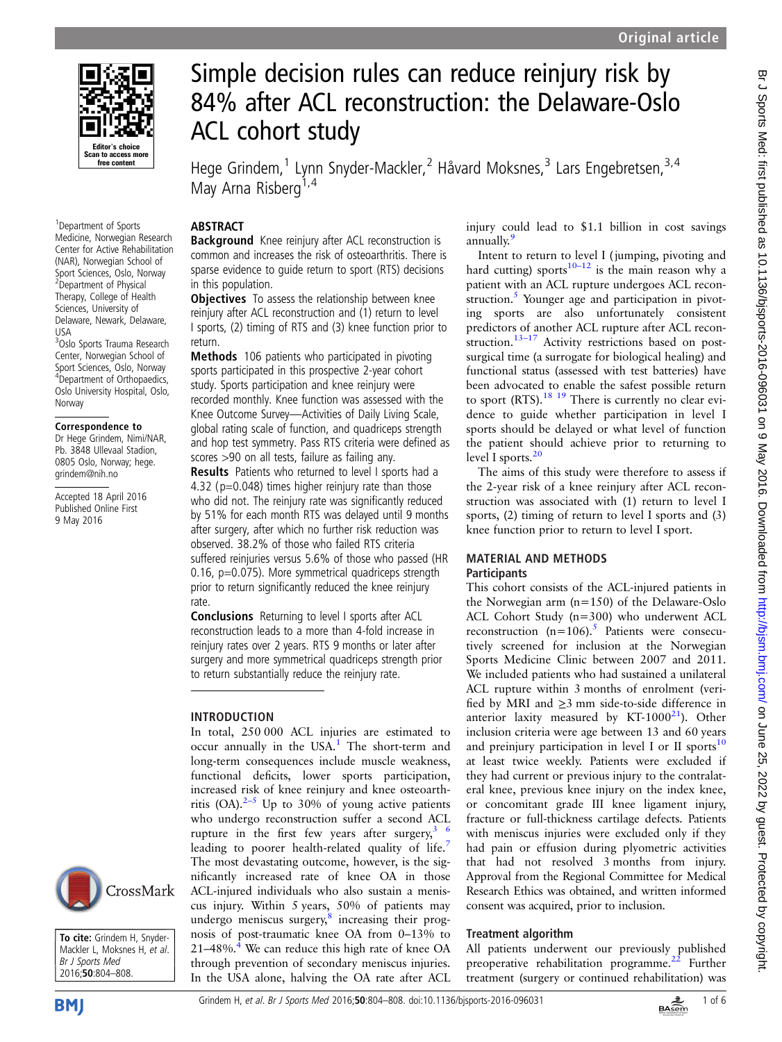# Simple decision rules can reduce reinjury risk by 84% after ACL reconstruction: the Delaware-Oslo ACL cohort study

Hege Grindem,[1] Lynn Snyder-Mackler,[2] Håvard Moksnes,[3] Lars Engebretsen,[3,4] May Arna Risberg[1,4]

[1]Department of Sports Medicine, Norwegian Research Center for Active Rehabilitation (NAR), Norwegian School of Sport Sciences, Oslo, Norway
[2]Department of Physical Therapy, College of Health Sciences, University of Delaware, Newark, Delaware, USA
[3]Oslo Sports Trauma Research Center, Norwegian School of Sport Sciences, Oslo, Norway
[4]Department of Orthopaedics, Oslo University Hospital, Oslo, Norway

**Correspondence to**
Dr Hege Grindem, Nimi/NAR, Pb. 3848 Ullevaal Stadion, 0805 Oslo, Norway; hege.grindem@nih.no

Accepted 18 April 2016
Published Online First 9 May 2016

**To cite:** Grindem H, Snyder-Mackler L, Moksnes H, *et al*. *Br J Sports Med* 2016;**50**:804–808.

## ABSTRACT

**Background** Knee reinjury after ACL reconstruction is common and increases the risk of osteoarthritis. There is sparse evidence to guide return to sport (RTS) decisions in this population.

**Objectives** To assess the relationship between knee reinjury after ACL reconstruction and (1) return to level I sports, (2) timing of RTS and (3) knee function prior to return.

**Methods** 106 patients who participated in pivoting sports participated in this prospective 2-year cohort study. Sports participation and knee reinjury were recorded monthly. Knee function was assessed with the Knee Outcome Survey—Activities of Daily Living Scale, global rating scale of function, and quadriceps strength and hop test symmetry. Pass RTS criteria were defined as scores >90 on all tests, failure as failing any.

**Results** Patients who returned to level I sports had a 4.32 (p=0.048) times higher reinjury rate than those who did not. The reinjury rate was significantly reduced by 51% for each month RTS was delayed until 9 months after surgery, after which no further risk reduction was observed. 38.2% of those who failed RTS criteria suffered reinjuries versus 5.6% of those who passed (HR 0.16, p=0.075). More symmetrical quadriceps strength prior to return significantly reduced the knee reinjury rate.

**Conclusions** Returning to level I sports after ACL reconstruction leads to a more than 4-fold increase in reinjury rates over 2 years. RTS 9 months or later after surgery and more symmetrical quadriceps strength prior to return substantially reduce the reinjury rate.

## INTRODUCTION

In total, 250 000 ACL injuries are estimated to occur annually in the USA.[1] The short-term and long-term consequences include muscle weakness, functional deficits, lower sports participation, increased risk of knee reinjury and knee osteoarthritis (OA).[2–5] Up to 30% of young active patients who undergo reconstruction suffer a second ACL rupture in the first few years after surgery,[3 6] leading to poorer health-related quality of life.[7] The most devastating outcome, however, is the significantly increased rate of knee OA in those ACL-injured individuals who also sustain a meniscus injury. Within 5 years, 50% of patients may undergo meniscus surgery,[8] increasing their prognosis of post-traumatic knee OA from 0–13% to 21–48%.[4] We can reduce this high rate of knee OA through prevention of secondary meniscus injuries. In the USA alone, halving the OA rate after ACL injury could lead to $1.1 billion in cost savings annually.[9]

Intent to return to level I (jumping, pivoting and hard cutting) sports[10–12] is the main reason why a patient with an ACL rupture undergoes ACL reconstruction.[5] Younger age and participation in pivoting sports are also unfortunately consistent predictors of another ACL rupture after ACL reconstruction.[13–17] Activity restrictions based on postsurgical time (a surrogate for biological healing) and functional status (assessed with test batteries) have been advocated to enable the safest possible return to sport (RTS).[18 19] There is currently no clear evidence to guide whether participation in level I sports should be delayed or what level of function the patient should achieve prior to returning to level I sports.[20]

The aims of this study were therefore to assess if the 2-year risk of a knee reinjury after ACL reconstruction was associated with (1) return to level I sports, (2) timing of return to level I sports and (3) knee function prior to return to level I sport.

## MATERIAL AND METHODS

### Participants

This cohort consists of the ACL-injured patients in the Norwegian arm (n=150) of the Delaware-Oslo ACL Cohort Study (n=300) who underwent ACL reconstruction (n=106).[5] Patients were consecutively screened for inclusion at the Norwegian Sports Medicine Clinic between 2007 and 2011. We included patients who had sustained a unilateral ACL rupture within 3 months of enrolment (verified by MRI and ≥3 mm side-to-side difference in anterior laxity measured by KT-1000[21]). Other inclusion criteria were age between 13 and 60 years and preinjury participation in level I or II sports[10] at least twice weekly. Patients were excluded if they had current or previous injury to the contralateral knee, previous knee injury on the index knee, or concomitant grade III knee ligament injury, fracture or full-thickness cartilage defects. Patients with meniscus injuries were excluded only if they had pain or effusion during plyometric activities that had not resolved 3 months from injury. Approval from the Regional Committee for Medical Research Ethics was obtained, and written informed consent was acquired, prior to inclusion.

### Treatment algorithm

All patients underwent our previously published preoperative rehabilitation programme.[22] Further treatment (surgery or continued rehabilitation) was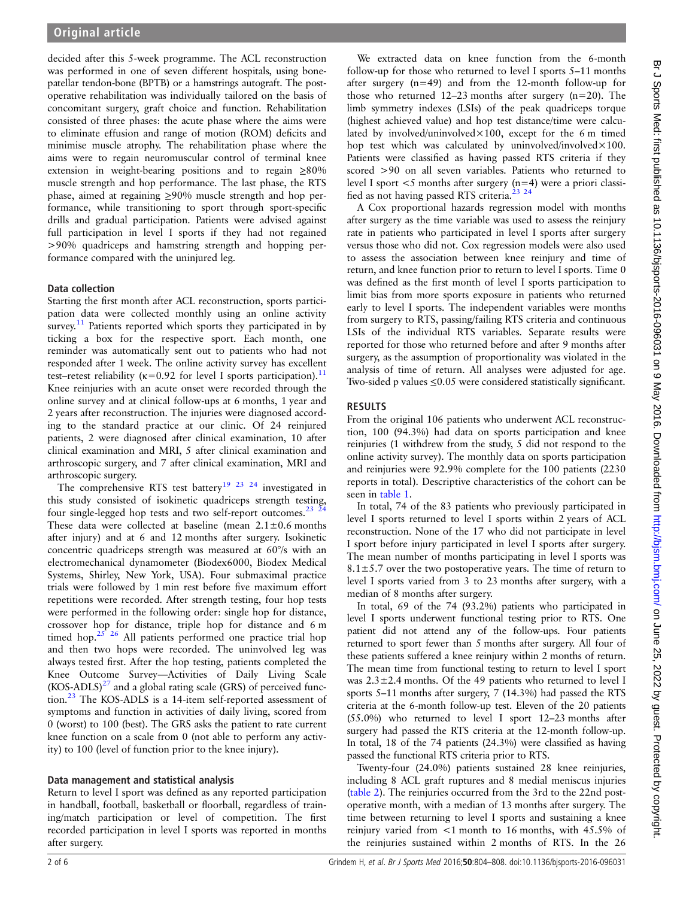decided after this 5-week programme. The ACL reconstruction was performed in one of seven different hospitals, using bone-patellar tendon-bone (BPTB) or a hamstrings autograft. The post-operative rehabilitation was individually tailored on the basis of concomitant surgery, graft choice and function. Rehabilitation consisted of three phases: the acute phase where the aims were to eliminate effusion and range of motion (ROM) deficits and minimise muscle atrophy. The rehabilitation phase where the aims were to regain neuromuscular control of terminal knee extension in weight-bearing positions and to regain ≥80% muscle strength and hop performance. The last phase, the RTS phase, aimed at regaining ≥90% muscle strength and hop performance, while transitioning to sport through sport-specific drills and gradual participation. Patients were advised against full participation in level I sports if they had not regained >90% quadriceps and hamstring strength and hopping performance compared with the uninjured leg.

## Data collection

Starting the first month after ACL reconstruction, sports participation data were collected monthly using an online activity survey.[11] Patients reported which sports they participated in by ticking a box for the respective sport. Each month, one reminder was automatically sent out to patients who had not responded after 1 week. The online activity survey has excellent test–retest reliability (κ=0.92 for level I sports participation).[11] Knee reinjuries with an acute onset were recorded through the online survey and at clinical follow-ups at 6 months, 1 year and 2 years after reconstruction. The injuries were diagnosed according to the standard practice at our clinic. Of 24 reinjured patients, 2 were diagnosed after clinical examination, 10 after clinical examination and MRI, 5 after clinical examination and arthroscopic surgery, and 7 after clinical examination, MRI and arthroscopic surgery.

The comprehensive RTS test battery[19 23 24] investigated in this study consisted of isokinetic quadriceps strength testing, four single-legged hop tests and two self-report outcomes.[23 24] These data were collected at baseline (mean 2.1±0.6 months after injury) and at 6 and 12 months after surgery. Isokinetic concentric quadriceps strength was measured at 60°/s with an electromechanical dynamometer (Biodex6000, Biodex Medical Systems, Shirley, New York, USA). Four submaximal practice trials were followed by 1 min rest before five maximum effort repetitions were recorded. After strength testing, four hop tests were performed in the following order: single hop for distance, crossover hop for distance, triple hop for distance and 6 m timed hop.[25 26] All patients performed one practice trial hop and then two hops were recorded. The uninvolved leg was always tested first. After the hop testing, patients completed the Knee Outcome Survey—Activities of Daily Living Scale (KOS-ADLS)[27] and a global rating scale (GRS) of perceived function.[23] The KOS-ADLS is a 14-item self-reported assessment of symptoms and function in activities of daily living, scored from 0 (worst) to 100 (best). The GRS asks the patient to rate current knee function on a scale from 0 (not able to perform any activity) to 100 (level of function prior to the knee injury).

## Data management and statistical analysis

Return to level I sport was defined as any reported participation in handball, football, basketball or floorball, regardless of training/match participation or level of competition. The first recorded participation in level I sports was reported in months after surgery.

We extracted data on knee function from the 6-month follow-up for those who returned to level I sports 5–11 months after surgery (n=49) and from the 12-month follow-up for those who returned 12–23 months after surgery (n=20). The limb symmetry indexes (LSIs) of the peak quadriceps torque (highest achieved value) and hop test distance/time were calculated by involved/uninvolved×100, except for the 6 m timed hop test which was calculated by uninvolved/involved×100. Patients were classified as having passed RTS criteria if they scored >90 on all seven variables. Patients who returned to level I sport <5 months after surgery (n=4) were a priori classified as not having passed RTS criteria.[23 24]

A Cox proportional hazards regression model with months after surgery as the time variable was used to assess the reinjury rate in patients who participated in level I sports after surgery versus those who did not. Cox regression models were also used to assess the association between knee reinjury and time of return, and knee function prior to return to level I sports. Time 0 was defined as the first month of level I sports participation to limit bias from more sports exposure in patients who returned early to level I sports. The independent variables were months from surgery to RTS, passing/failing RTS criteria and continuous LSIs of the individual RTS variables. Separate results were reported for those who returned before and after 9 months after surgery, as the assumption of proportionality was violated in the analysis of time of return. All analyses were adjusted for age. Two-sided p values ≤0.05 were considered statistically significant.

# RESULTS

From the original 106 patients who underwent ACL reconstruction, 100 (94.3%) had data on sports participation and knee reinjuries (1 withdrew from the study, 5 did not respond to the online activity survey). The monthly data on sports participation and reinjuries were 92.9% complete for the 100 patients (2230 reports in total). Descriptive characteristics of the cohort can be seen in table 1.

In total, 74 of the 83 patients who previously participated in level I sports returned to level I sports within 2 years of ACL reconstruction. None of the 17 who did not participate in level I sport before injury participated in level I sports after surgery. The mean number of months participating in level I sports was 8.1±5.7 over the two postoperative years. The time of return to level I sports varied from 3 to 23 months after surgery, with a median of 8 months after surgery.

In total, 69 of the 74 (93.2%) patients who participated in level I sports underwent functional testing prior to RTS. One patient did not attend any of the follow-ups. Four patients returned to sport fewer than 5 months after surgery. All four of these patients suffered a knee reinjury within 2 months of return. The mean time from functional testing to return to level I sport was 2.3±2.4 months. Of the 49 patients who returned to level I sports 5–11 months after surgery, 7 (14.3%) had passed the RTS criteria at the 6-month follow-up. Eleven of the 20 patients (55.0%) who returned to level I sport 12–23 months after surgery had passed the RTS criteria at the 12-month follow-up. In total, 18 of the 74 patients (24.3%) were classified as having passed the functional RTS criteria prior to RTS.

Twenty-four (24.0%) patients sustained 28 knee reinjuries, including 8 ACL graft ruptures and 8 medial meniscus injuries (table 2). The reinjuries occurred from the 3rd to the 22nd postoperative month, with a median of 13 months after surgery. The time between returning to level I sports and sustaining a knee reinjury varied from <1 month to 16 months, with 45.5% of the reinjuries sustained within 2 months of RTS. In the 26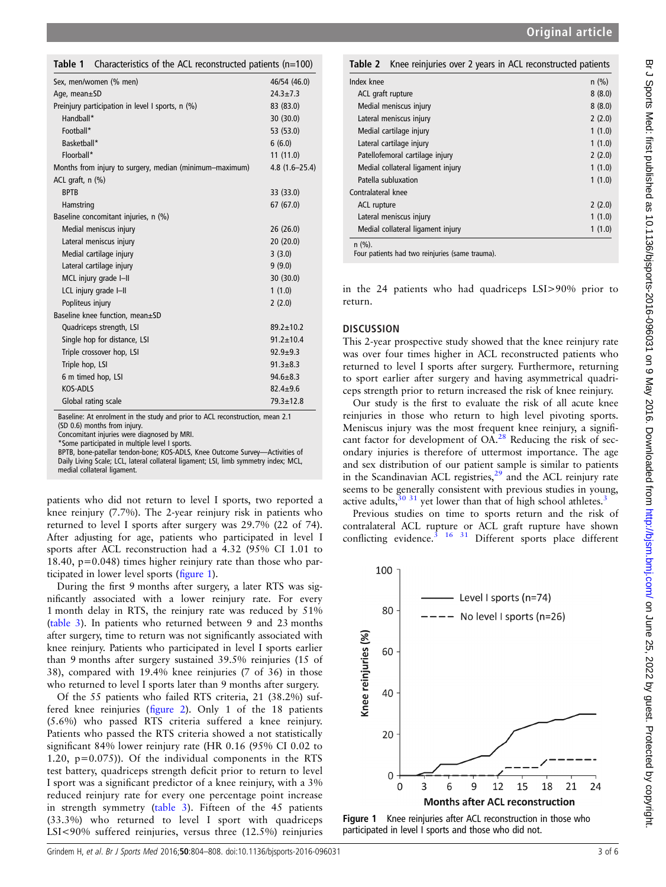**Table 1** Characteristics of the ACL reconstructed patients (n=100)

| | |
|---|---|
| Sex, men/women (% men) | 46/54 (46.0) |
| Age, mean±SD | 24.3±7.3 |
| Preinjury participation in level I sports, n (%) | 83 (83.0) |
| Handball* | 30 (30.0) |
| Football* | 53 (53.0) |
| Basketball* | 6 (6.0) |
| Floorball* | 11 (11.0) |
| Months from injury to surgery, median (minimum–maximum) | 4.8 (1.6–25.4) |
| ACL graft, n (%) | |
| BPTB | 33 (33.0) |
| Hamstring | 67 (67.0) |
| Baseline concomitant injuries, n (%) | |
| Medial meniscus injury | 26 (26.0) |
| Lateral meniscus injury | 20 (20.0) |
| Medial cartilage injury | 3 (3.0) |
| Lateral cartilage injury | 9 (9.0) |
| MCL injury grade I–II | 30 (30.0) |
| LCL injury grade I–II | 1 (1.0) |
| Popliteus injury | 2 (2.0) |
| Baseline knee function, mean±SD | |
| Quadriceps strength, LSI | 89.2±10.2 |
| Single hop for distance, LSI | 91.2±10.4 |
| Triple crossover hop, LSI | 92.9±9.3 |
| Triple hop, LSI | 91.3±8.3 |
| 6 m timed hop, LSI | 94.6±8.3 |
| KOS-ADLS | 82.4±9.6 |
| Global rating scale | 79.3±12.8 |

Baseline: At enrolment in the study and prior to ACL reconstruction, mean 2.1 (SD 0.6) months from injury.
Concomitant injuries were diagnosed by MRI.
*Some participated in multiple level I sports.
BPTB, bone-patellar tendon-bone; KOS-ADLS, Knee Outcome Survey—Activities of Daily Living Scale; LCL, lateral collateral ligament; LSI, limb symmetry index; MCL, medial collateral ligament.

patients who did not return to level I sports, two reported a knee reinjury (7.7%). The 2-year reinjury risk in patients who returned to level I sports after surgery was 29.7% (22 of 74). After adjusting for age, patients who participated in level I sports after ACL reconstruction had a 4.32 (95% CI 1.01 to 18.40, p=0.048) times higher reinjury rate than those who participated in lower level sports (figure 1).

During the first 9 months after surgery, a later RTS was significantly associated with a lower reinjury rate. For every 1 month delay in RTS, the reinjury rate was reduced by 51% (table 3). In patients who returned between 9 and 23 months after surgery, time to return was not significantly associated with knee reinjury. Patients who participated in level I sports earlier than 9 months after surgery sustained 39.5% reinjuries (15 of 38), compared with 19.4% knee reinjuries (7 of 36) in those who returned to level I sports later than 9 months after surgery.

Of the 55 patients who failed RTS criteria, 21 (38.2%) suffered knee reinjuries (figure 2). Only 1 of the 18 patients (5.6%) who passed RTS criteria suffered a knee reinjury. Patients who passed the RTS criteria showed a not statistically significant 84% lower reinjury rate (HR 0.16 (95% CI 0.02 to 1.20, p=0.075)). Of the individual components in the RTS test battery, quadriceps strength deficit prior to return to level I sport was a significant predictor of a knee reinjury, with a 3% reduced reinjury rate for every one percentage point increase in strength symmetry (table 3). Fifteen of the 45 patients (33.3%) who returned to level I sport with quadriceps LSI<90% suffered reinjuries, versus three (12.5%) reinjuries in the 24 patients who had quadriceps LSI>90% prior to return.

**Table 2** Knee reinjuries over 2 years in ACL reconstructed patients

| | n (%) |
|---|---|
| Index knee | |
| ACL graft rupture | 8 (8.0) |
| Medial meniscus injury | 8 (8.0) |
| Lateral meniscus injury | 2 (2.0) |
| Medial cartilage injury | 1 (1.0) |
| Lateral cartilage injury | 1 (1.0) |
| Patellofemoral cartilage injury | 2 (2.0) |
| Medial collateral ligament injury | 1 (1.0) |
| Patella subluxation | 1 (1.0) |
| Contralateral knee | |
| ACL rupture | 2 (2.0) |
| Lateral meniscus injury | 1 (1.0) |
| Medial collateral ligament injury | 1 (1.0) |

n (%).
Four patients had two reinjuries (same trauma).

## DISCUSSION

This 2-year prospective study showed that the knee reinjury rate was over four times higher in ACL reconstructed patients who returned to level I sports after surgery. Furthermore, returning to sport earlier after surgery and having asymmetrical quadriceps strength prior to return increased the risk of knee reinjury.

Our study is the first to evaluate the risk of all acute knee reinjuries in those who return to high level pivoting sports. Meniscus injury was the most frequent knee reinjury, a significant factor for development of OA.[28] Reducing the risk of secondary injuries is therefore of uttermost importance. The age and sex distribution of our patient sample is similar to patients in the Scandinavian ACL registries,[29] and the ACL reinjury rate seems to be generally consistent with previous studies in young, active adults,[30 31] yet lower than that of high school athletes.[3]

Previous studies on time to sports return and the risk of contralateral ACL rupture or ACL graft rupture have shown conflicting evidence.[3 16 31] Different sports place different

**Figure 1** Knee reinjuries after ACL reconstruction in those who participated in level I sports and those who did not.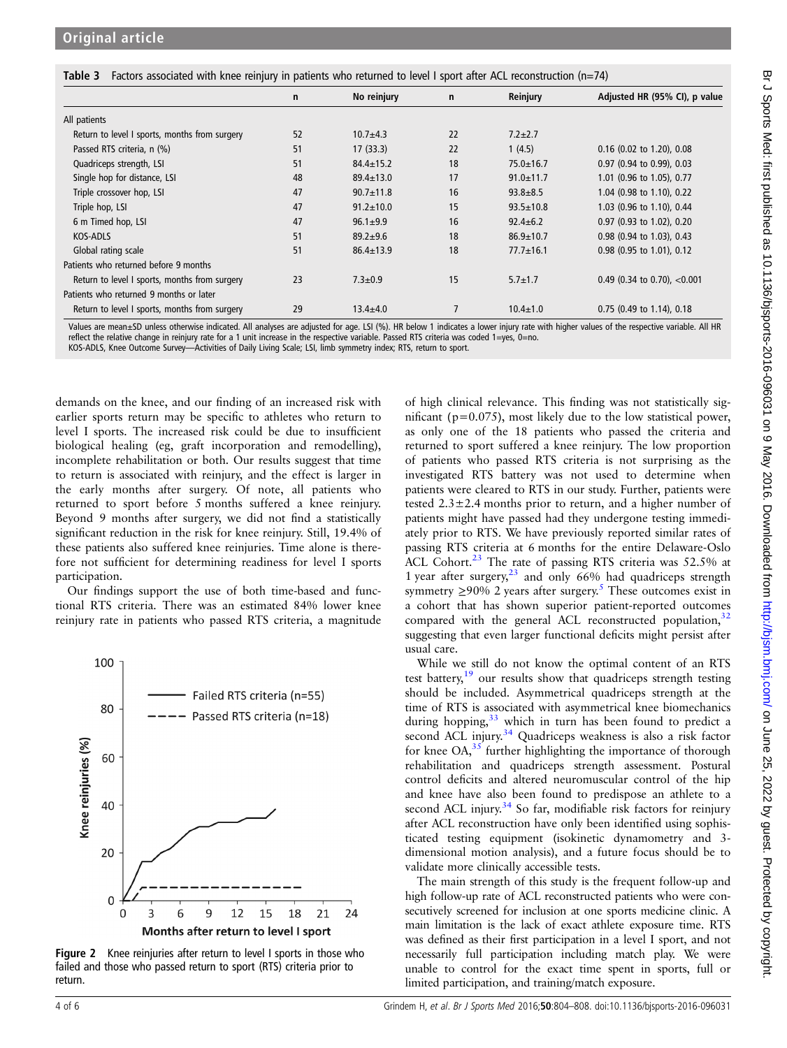**Table 3** Factors associated with knee reinjury in patients who returned to level I sport after ACL reconstruction (n=74)

| | n | No reinjury | n | Reinjury | Adjusted HR (95% CI), p value |
|---|---|---|---|---|---|
| All patients | | | | | |
| Return to level I sports, months from surgery | 52 | 10.7±4.3 | 22 | 7.2±2.7 | |
| Passed RTS criteria, n (%) | 51 | 17 (33.3) | 22 | 1 (4.5) | 0.16 (0.02 to 1.20), 0.08 |
| Quadriceps strength, LSI | 51 | 84.4±15.2 | 18 | 75.0±16.7 | 0.97 (0.94 to 0.99), 0.03 |
| Single hop for distance, LSI | 48 | 89.4±13.0 | 17 | 91.0±11.7 | 1.01 (0.96 to 1.05), 0.77 |
| Triple crossover hop, LSI | 47 | 90.7±11.8 | 16 | 93.8±8.5 | 1.04 (0.98 to 1.10), 0.22 |
| Triple hop, LSI | 47 | 91.2±10.0 | 15 | 93.5±10.8 | 1.03 (0.96 to 1.10), 0.44 |
| 6 m Timed hop, LSI | 47 | 96.1±9.9 | 16 | 92.4±6.2 | 0.97 (0.93 to 1.02), 0.20 |
| KOS-ADLS | 51 | 89.2±9.6 | 18 | 86.9±10.7 | 0.98 (0.94 to 1.03), 0.43 |
| Global rating scale | 51 | 86.4±13.9 | 18 | 77.7±16.1 | 0.98 (0.95 to 1.01), 0.12 |
| Patients who returned before 9 months | | | | | |
| Return to level I sports, months from surgery | 23 | 7.3±0.9 | 15 | 5.7±1.7 | 0.49 (0.34 to 0.70), <0.001 |
| Patients who returned 9 months or later | | | | | |
| Return to level I sports, months from surgery | 29 | 13.4±4.0 | 7 | 10.4±1.0 | 0.75 (0.49 to 1.14), 0.18 |

Values are mean±SD unless otherwise indicated. All analyses are adjusted for age. LSI (%). HR below 1 indicates a lower injury rate with higher values of the respective variable. All HR reflect the relative change in reinjury rate for a 1 unit increase in the respective variable. Passed RTS criteria was coded 1=yes, 0=no.
KOS-ADLS, Knee Outcome Survey—Activities of Daily Living Scale; LSI, limb symmetry index; RTS, return to sport.

demands on the knee, and our finding of an increased risk with earlier sports return may be specific to athletes who return to level I sports. The increased risk could be due to insufficient biological healing (eg, graft incorporation and remodelling), incomplete rehabilitation or both. Our results suggest that time to return is associated with reinjury, and the effect is larger in the early months after surgery. Of note, all patients who returned to sport before 5 months suffered a knee reinjury. Beyond 9 months after surgery, we did not find a statistically significant reduction in the risk for knee reinjury. Still, 19.4% of these patients also suffered knee reinjuries. Time alone is therefore not sufficient for determining readiness for level I sports participation.

Our findings support the use of both time-based and functional RTS criteria. There was an estimated 84% lower knee reinjury rate in patients who passed RTS criteria, a magnitude of high clinical relevance. This finding was not statistically significant (p=0.075), most likely due to the low statistical power, as only one of the 18 patients who passed the criteria and returned to sport suffered a knee reinjury. The low proportion of patients who passed RTS criteria is not surprising as the investigated RTS battery was not used to determine when patients were cleared to RTS in our study. Further, patients were tested 2.3±2.4 months prior to return, and a higher number of patients might have passed had they undergone testing immediately prior to RTS. We have previously reported similar rates of passing RTS criteria at 6 months for the entire Delaware-Oslo ACL Cohort.[23] The rate of passing RTS criteria was 52.5% at 1 year after surgery,[23] and only 66% had quadriceps strength symmetry ≥90% 2 years after surgery.[5] These outcomes exist in a cohort that has shown superior patient-reported outcomes compared with the general ACL reconstructed population,[32] suggesting that even larger functional deficits might persist after usual care.

While we still do not know the optimal content of an RTS test battery,[19] our results show that quadriceps strength testing should be included. Asymmetrical quadriceps strength at the time of RTS is associated with asymmetrical knee biomechanics during hopping,[33] which in turn has been found to predict a second ACL injury.[34] Quadriceps weakness is also a risk factor for knee OA,[35] further highlighting the importance of thorough rehabilitation and quadriceps strength assessment. Postural control deficits and altered neuromuscular control of the hip and knee have also been found to predispose an athlete to a second ACL injury.[34] So far, modifiable risk factors for reinjury after ACL reconstruction have only been identified using sophisticated testing equipment (isokinetic dynamometry and 3-dimensional motion analysis), and a future focus should be to validate more clinically accessible tests.

The main strength of this study is the frequent follow-up and high follow-up rate of ACL reconstructed patients who were consecutively screened for inclusion at one sports medicine clinic. A main limitation is the lack of exact athlete exposure time. RTS was defined as their first participation in a level I sport, and not necessarily full participation including match play. We were unable to control for the exact time spent in sports, full or limited participation, and training/match exposure.

**Figure 2** Knee reinjuries after return to level I sports in those who failed and those who passed return to sport (RTS) criteria prior to return.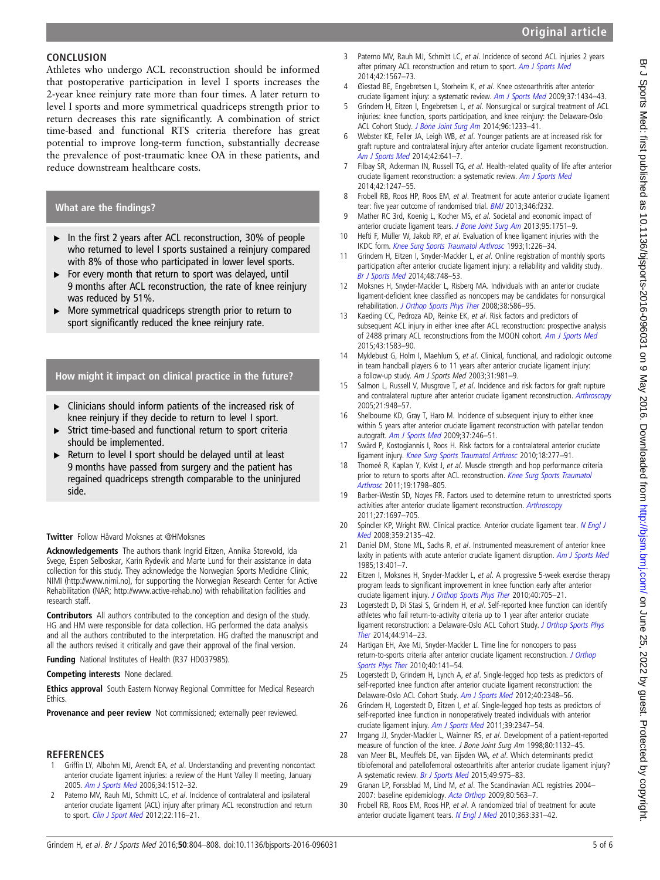## CONCLUSION

Athletes who undergo ACL reconstruction should be informed that postoperative participation in level I sports increases the 2-year knee reinjury rate more than four times. A later return to level I sports and more symmetrical quadriceps strength prior to return decreases this rate significantly. A combination of strict time-based and functional RTS criteria therefore has great potential to improve long-term function, substantially decrease the prevalence of post-traumatic knee OA in these patients, and reduce downstream healthcare costs.

### What are the findings?

- In the first 2 years after ACL reconstruction, 30% of people who returned to level I sports sustained a reinjury compared with 8% of those who participated in lower level sports.
- For every month that return to sport was delayed, until 9 months after ACL reconstruction, the rate of knee reinjury was reduced by 51%.
- More symmetrical quadriceps strength prior to return to sport significantly reduced the knee reinjury rate.

### How might it impact on clinical practice in the future?

- Clinicians should inform patients of the increased risk of knee reinjury if they decide to return to level I sport.
- Strict time-based and functional return to sport criteria should be implemented.
- Return to level I sport should be delayed until at least 9 months have passed from surgery and the patient has regained quadriceps strength comparable to the uninjured side.

**Twitter** Follow Håvard Moksnes at @HMoksnes

**Acknowledgements** The authors thank Ingrid Eitzen, Annika Storevold, Ida Svege, Espen Selboskar, Karin Rydevik and Marte Lund for their assistance in data collection for this study. They acknowledge the Norwegian Sports Medicine Clinic, NIMI (http://www.nimi.no), for supporting the Norwegian Research Center for Active Rehabilitation (NAR; http://www.active-rehab.no) with rehabilitation facilities and research staff.

**Contributors** All authors contributed to the conception and design of the study. HG and HM were responsible for data collection. HG performed the data analysis and all the authors contributed to the interpretation. HG drafted the manuscript and all the authors revised it critically and gave their approval of the final version.

**Funding** National Institutes of Health (R37 HD037985).

**Competing interests** None declared.

**Ethics approval** South Eastern Norway Regional Committee for Medical Research Ethics.

**Provenance and peer review** Not commissioned; externally peer reviewed.

## REFERENCES

1. Griffin LY, Albohm MJ, Arendt EA, *et al*. Understanding and preventing noncontact anterior cruciate ligament injuries: a review of the Hunt Valley II meeting, January 2005. *Am J Sports Med* 2006;34:1512–32.
2. Paterno MV, Rauh MJ, Schmitt LC, *et al*. Incidence of contralateral and ipsilateral anterior cruciate ligament (ACL) injury after primary ACL reconstruction and return to sport. *Clin J Sport Med* 2012;22:116–21.
3. Paterno MV, Rauh MJ, Schmitt LC, *et al*. Incidence of second ACL injuries 2 years after primary ACL reconstruction and return to sport. *Am J Sports Med* 2014;42:1567–73.
4. Øiestad BE, Engebretsen L, Storheim K, *et al*. Knee osteoarthritis after anterior cruciate ligament injury: a systematic review. *Am J Sports Med* 2009;37:1434–43.
5. Grindem H, Eitzen I, Engebretsen L, *et al*. Nonsurgical or surgical treatment of ACL injuries: knee function, sports participation, and knee reinjury: the Delaware-Oslo ACL Cohort Study. *J Bone Joint Surg Am* 2014;96:1233–41.
6. Webster KE, Feller JA, Leigh WB, *et al*. Younger patients are at increased risk for graft rupture and contralateral injury after anterior cruciate ligament reconstruction. *Am J Sports Med* 2014;42:641–7.
7. Filbay SR, Ackerman IN, Russell TG, *et al*. Health-related quality of life after anterior cruciate ligament reconstruction: a systematic review. *Am J Sports Med* 2014;42:1247–55.
8. Frobell RB, Roos HP, Roos EM, *et al*. Treatment for acute anterior cruciate ligament tear: five year outcome of randomised trial. *BMJ* 2013;346:f232.
9. Mather RC 3rd, Koenig L, Kocher MS, *et al*. Societal and economic impact of anterior cruciate ligament tears. *J Bone Joint Surg Am* 2013;95:1751–9.
10. Hefti F, Müller W, Jakob RP, *et al*. Evaluation of knee ligament injuries with the IKDC form. *Knee Surg Sports Traumatol Arthrosc* 1993;1:226–34.
11. Grindem H, Eitzen I, Snyder-Mackler L, *et al*. Online registration of monthly sports participation after anterior cruciate ligament injury: a reliability and validity study. *Br J Sports Med* 2014;48:748–53.
12. Moksnes H, Snyder-Mackler L, Risberg MA. Individuals with an anterior cruciate ligament-deficient knee classified as noncopers may be candidates for nonsurgical rehabilitation. *J Orthop Sports Phys Ther* 2008;38:586–95.
13. Kaeding CC, Pedroza AD, Reinke EK, *et al*. Risk factors and predictors of subsequent ACL injury in either knee after ACL reconstruction: prospective analysis of 2488 primary ACL reconstructions from the MOON cohort. *Am J Sports Med* 2015;43:1583–90.
14. Myklebust G, Holm I, Maehlum S, *et al*. Clinical, functional, and radiologic outcome in team handball players 6 to 11 years after anterior cruciate ligament injury: a follow-up study. *Am J Sports Med* 2003;31:981–9.
15. Salmon L, Russell V, Musgrove T, *et al*. Incidence and risk factors for graft rupture and contralateral rupture after anterior cruciate ligament reconstruction. *Arthroscopy* 2005;21:948–57.
16. Shelbourne KD, Gray T, Haro M. Incidence of subsequent injury to either knee within 5 years after anterior cruciate ligament reconstruction with patellar tendon autograft. *Am J Sports Med* 2009;37:246–51.
17. Swärd P, Kostogiannis I, Roos H. Risk factors for a contralateral anterior cruciate ligament injury. *Knee Surg Sports Traumatol Arthrosc* 2010;18:277–91.
18. Thomeé R, Kaplan Y, Kvist J, *et al*. Muscle strength and hop performance criteria prior to return to sports after ACL reconstruction. *Knee Surg Sports Traumatol Arthrosc* 2011;19:1798–805.
19. Barber-Westin SD, Noyes FR. Factors used to determine return to unrestricted sports activities after anterior cruciate ligament reconstruction. *Arthroscopy* 2011;27:1697–705.
20. Spindler KP, Wright RW. Clinical practice. Anterior cruciate ligament tear. *N Engl J Med* 2008;359:2135–42.
21. Daniel DM, Stone ML, Sachs R, *et al*. Instrumented measurement of anterior knee laxity in patients with acute anterior cruciate ligament disruption. *Am J Sports Med* 1985;13:401–7.
22. Eitzen I, Moksnes H, Snyder-Mackler L, *et al*. A progressive 5-week exercise therapy program leads to significant improvement in knee function early after anterior cruciate ligament injury. *J Orthop Sports Phys Ther* 2010;40:705–21.
23. Logerstedt D, Di Stasi S, Grindem H, *et al*. Self-reported knee function can identify athletes who fail return-to-activity criteria up to 1 year after anterior cruciate ligament reconstruction: a Delaware-Oslo ACL Cohort Study. *J Orthop Sports Phys Ther* 2014;44:914–23.
24. Hartigan EH, Axe MJ, Snyder-Mackler L. Time line for noncopers to pass return-to-sports criteria after anterior cruciate ligament reconstruction. *J Orthop Sports Phys Ther* 2010;40:141–54.
25. Logerstedt D, Grindem H, Lynch A, *et al*. Single-legged hop tests as predictors of self-reported knee function after anterior cruciate ligament reconstruction: the Delaware-Oslo ACL Cohort Study. *Am J Sports Med* 2012;40:2348–56.
26. Grindem H, Logerstedt D, Eitzen I, *et al*. Single-legged hop tests as predictors of self-reported knee function in nonoperatively treated individuals with anterior cruciate ligament injury. *Am J Sports Med* 2011;39:2347–54.
27. Irrgang JJ, Snyder-Mackler L, Wainner RS, *et al*. Development of a patient-reported measure of function of the knee. *J Bone Joint Surg Am* 1998;80:1132–45.
28. van Meer BL, Meuffels DE, van Eijsden WA, *et al*. Which determinants predict tibiofemoral and patellofemoral osteoarthritis after anterior cruciate ligament injury? A systematic review. *Br J Sports Med* 2015;49:975–83.
29. Granan LP, Forssblad M, Lind M, *et al*. The Scandinavian ACL registries 2004–2007: baseline epidemiology. *Acta Orthop* 2009;80:563–7.
30. Frobell RB, Roos EM, Roos HP, *et al*. A randomized trial of treatment for acute anterior cruciate ligament tears. *N Engl J Med* 2010;363:331–42.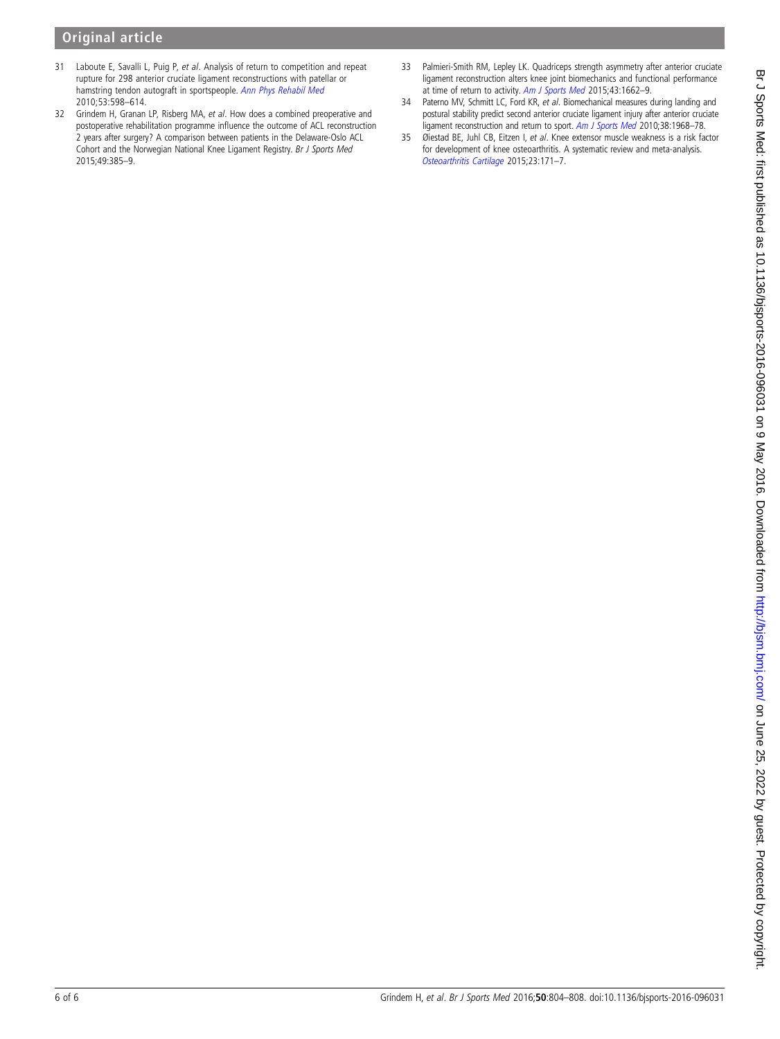31 Laboute E, Savalli L, Puig P, *et al*. Analysis of return to competition and repeat rupture for 298 anterior cruciate ligament reconstructions with patellar or hamstring tendon autograft in sportspeople. *Ann Phys Rehabil Med* 2010;53:598–614.

32 Grindem H, Granan LP, Risberg MA, *et al*. How does a combined preoperative and postoperative rehabilitation programme influence the outcome of ACL reconstruction 2 years after surgery? A comparison between patients in the Delaware-Oslo ACL Cohort and the Norwegian National Knee Ligament Registry. *Br J Sports Med* 2015;49:385–9.

33 Palmieri-Smith RM, Lepley LK. Quadriceps strength asymmetry after anterior cruciate ligament reconstruction alters knee joint biomechanics and functional performance at time of return to activity. *Am J Sports Med* 2015;43:1662–9.

34 Paterno MV, Schmitt LC, Ford KR, *et al*. Biomechanical measures during landing and postural stability predict second anterior cruciate ligament injury after anterior cruciate ligament reconstruction and return to sport. *Am J Sports Med* 2010;38:1968–78.

35 Øiestad BE, Juhl CB, Eitzen I, *et al*. Knee extensor muscle weakness is a risk factor for development of knee osteoarthritis. A systematic review and meta-analysis. *Osteoarthritis Cartilage* 2015;23:171–7.